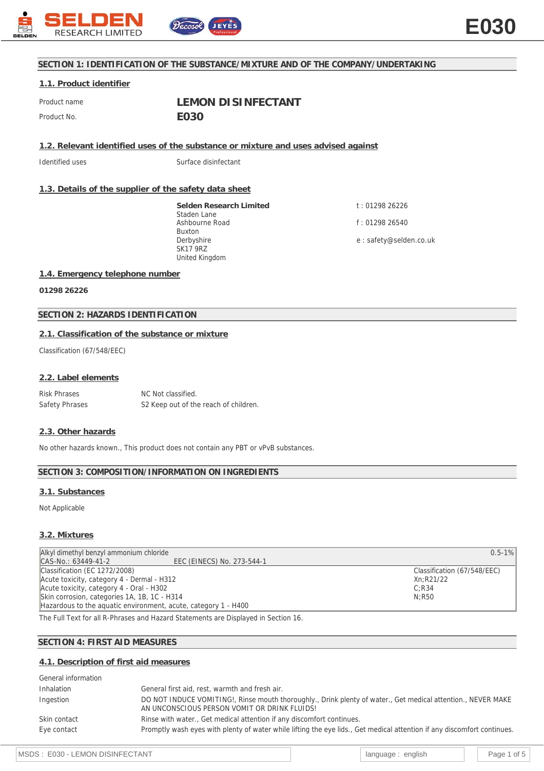# SECTION 1: IDENTIFICATION OF THE SUBSTANCE/MIXTURE AND OF THE COMPANY/UNDERTAKING

## 1.1. Product identifier

| | |
|---|---|
| Product name | **LEMON DISINFECTANT** |
| Product No. | **E030** |

## 1.2. Relevant identified uses of the substance or mixture and uses advised against

Identified uses — Surface disinfectant

## 1.3. Details of the supplier of the safety data sheet

**Selden Research Limited**
Staden Lane
Ashbourne Road
Buxton
Derbyshire
SK17 9RZ
United Kingdom

t : 01298 26226

f : 01298 26540

e : safety@selden.co.uk

## 1.4. Emergency telephone number

**01298 26226**

# SECTION 2: HAZARDS IDENTIFICATION

## 2.1. Classification of the substance or mixture

Classification (67/548/EEC)

## 2.2. Label elements

| | |
|---|---|
| Risk Phrases | NC Not classified. |
| Safety Phrases | S2 Keep out of the reach of children. |

## 2.3. Other hazards

No other hazards known., This product does not contain any PBT or vPvB substances.

# SECTION 3: COMPOSITION/INFORMATION ON INGREDIENTS

## 3.1. Substances

Not Applicable

## 3.2. Mixtures

| Alkyl dimethyl benzyl ammonium chloride<br>CAS-No.: 63449-41-2 EEC (EINECS) No. 273-544-1 | 0.5-1% |
|---|---|
| Classification (EC 1272/2008)<br>Acute toxicity, category 4 - Dermal - H312<br>Acute toxicity, category 4 - Oral - H302<br>Skin corrosion, categories 1A, 1B, 1C - H314<br>Hazardous to the aquatic environment, acute, category 1 - H400 | Classification (67/548/EEC)<br>Xn;R21/22<br>C;R34<br>N;R50 |

The Full Text for all R-Phrases and Hazard Statements are Displayed in Section 16.

# SECTION 4: FIRST AID MEASURES

## 4.1. Description of first aid measures

| | |
|---|---|
| General information | |
| Inhalation | General first aid, rest, warmth and fresh air. |
| Ingestion | DO NOT INDUCE VOMITING!, Rinse mouth thoroughly., Drink plenty of water., Get medical attention., NEVER MAKE AN UNCONSCIOUS PERSON VOMIT OR DRINK FLUIDS! |
| Skin contact | Rinse with water., Get medical attention if any discomfort continues. |
| Eye contact | Promptly wash eyes with plenty of water while lifting the eye lids., Get medical attention if any discomfort continues. |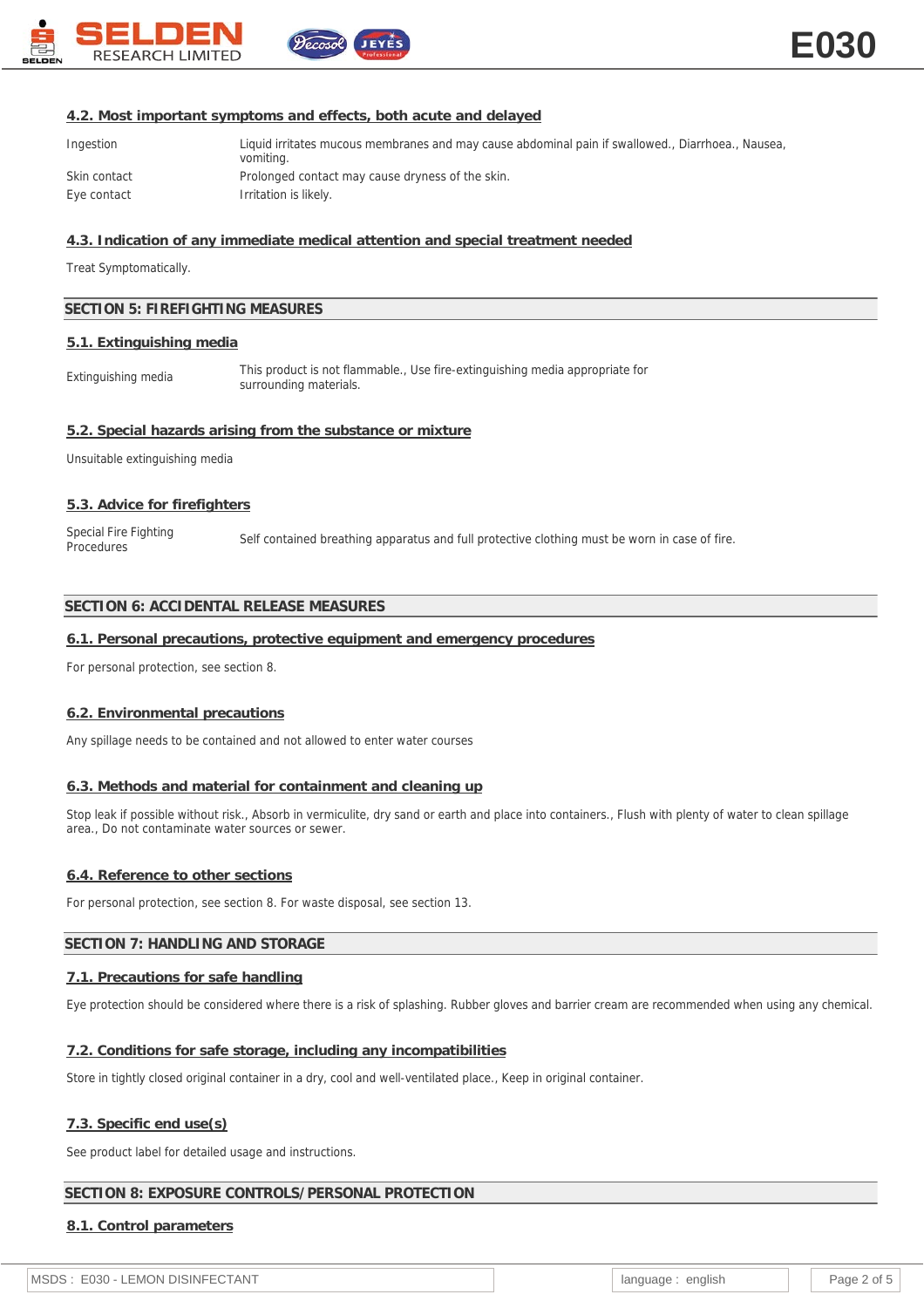### 4.2. Most important symptoms and effects, both acute and delayed

| | |
|---|---|
| Ingestion | Liquid irritates mucous membranes and may cause abdominal pain if swallowed., Diarrhoea., Nausea, vomiting. |
| Skin contact | Prolonged contact may cause dryness of the skin. |
| Eye contact | Irritation is likely. |

### 4.3. Indication of any immediate medical attention and special treatment needed

Treat Symptomatically.

## SECTION 5: FIREFIGHTING MEASURES

### 5.1. Extinguishing media

| | |
|---|---|
| Extinguishing media | This product is not flammable., Use fire-extinguishing media appropriate for surrounding materials. |

### 5.2. Special hazards arising from the substance or mixture

Unsuitable extinguishing media

### 5.3. Advice for firefighters

| | |
|---|---|
| Special Fire Fighting Procedures | Self contained breathing apparatus and full protective clothing must be worn in case of fire. |

## SECTION 6: ACCIDENTAL RELEASE MEASURES

### 6.1. Personal precautions, protective equipment and emergency procedures

For personal protection, see section 8.

### 6.2. Environmental precautions

Any spillage needs to be contained and not allowed to enter water courses

### 6.3. Methods and material for containment and cleaning up

Stop leak if possible without risk., Absorb in vermiculite, dry sand or earth and place into containers., Flush with plenty of water to clean spillage area., Do not contaminate water sources or sewer.

### 6.4. Reference to other sections

For personal protection, see section 8. For waste disposal, see section 13.

## SECTION 7: HANDLING AND STORAGE

### 7.1. Precautions for safe handling

Eye protection should be considered where there is a risk of splashing. Rubber gloves and barrier cream are recommended when using any chemical.

### 7.2. Conditions for safe storage, including any incompatibilities

Store in tightly closed original container in a dry, cool and well-ventilated place., Keep in original container.

### 7.3. Specific end use(s)

See product label for detailed usage and instructions.

## SECTION 8: EXPOSURE CONTROLS/PERSONAL PROTECTION

### 8.1. Control parameters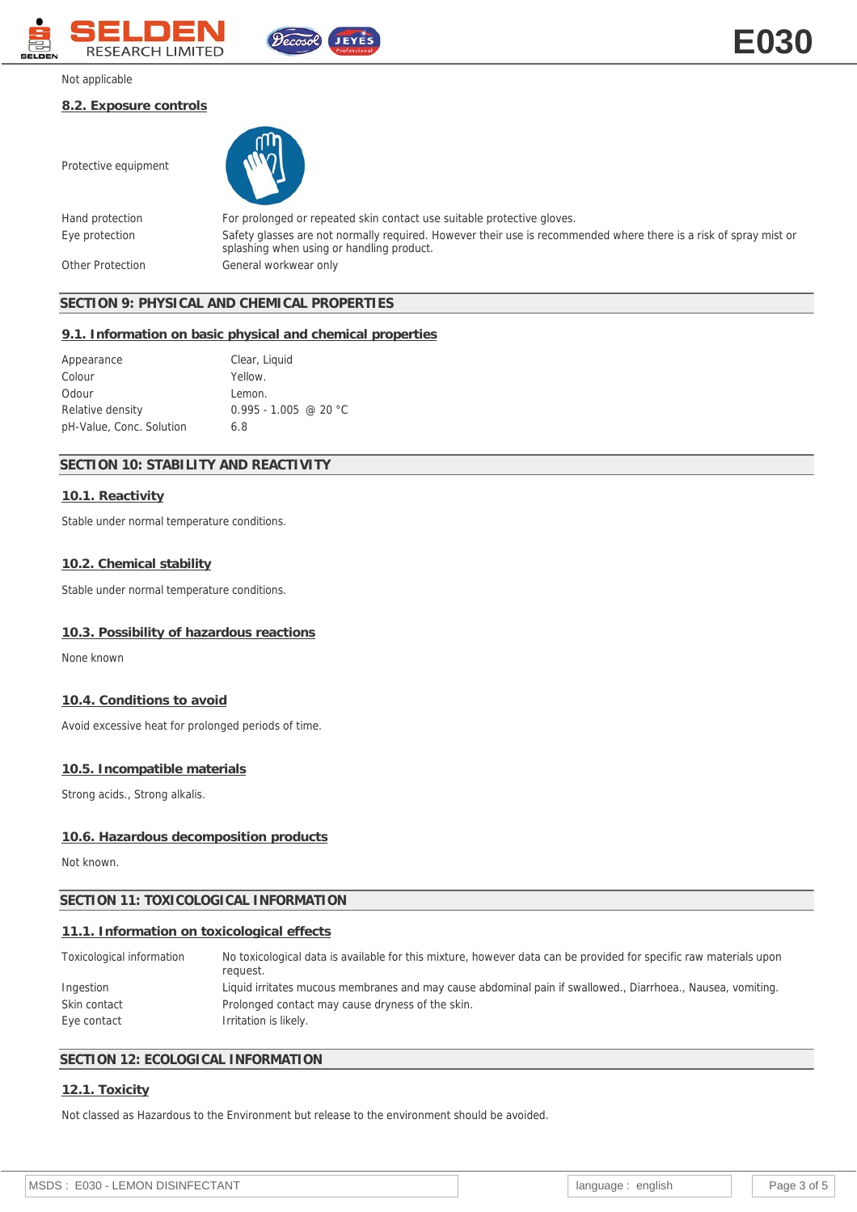Not applicable

### 8.2. Exposure controls

| | |
|---|---|
| Protective equipment | |
| Hand protection | For prolonged or repeated skin contact use suitable protective gloves. |
| Eye protection | Safety glasses are not normally required. However their use is recommended where there is a risk of spray mist or splashing when using or handling product. |
| Other Protection | General workwear only |

## SECTION 9: PHYSICAL AND CHEMICAL PROPERTIES

### 9.1. Information on basic physical and chemical properties

| | |
|---|---|
| Appearance | Clear, Liquid |
| Colour | Yellow. |
| Odour | Lemon. |
| Relative density | 0.995 - 1.005 @ 20 °C |
| pH-Value, Conc. Solution | 6.8 |

## SECTION 10: STABILITY AND REACTIVITY

### 10.1. Reactivity

Stable under normal temperature conditions.

### 10.2. Chemical stability

Stable under normal temperature conditions.

### 10.3. Possibility of hazardous reactions

None known

### 10.4. Conditions to avoid

Avoid excessive heat for prolonged periods of time.

### 10.5. Incompatible materials

Strong acids., Strong alkalis.

### 10.6. Hazardous decomposition products

Not known.

## SECTION 11: TOXICOLOGICAL INFORMATION

### 11.1. Information on toxicological effects

| | |
|---|---|
| Toxicological information | No toxicological data is available for this mixture, however data can be provided for specific raw materials upon request. |
| Ingestion | Liquid irritates mucous membranes and may cause abdominal pain if swallowed., Diarrhoea., Nausea, vomiting. |
| Skin contact | Prolonged contact may cause dryness of the skin. |
| Eye contact | Irritation is likely. |

## SECTION 12: ECOLOGICAL INFORMATION

### 12.1. Toxicity

Not classed as Hazardous to the Environment but release to the environment should be avoided.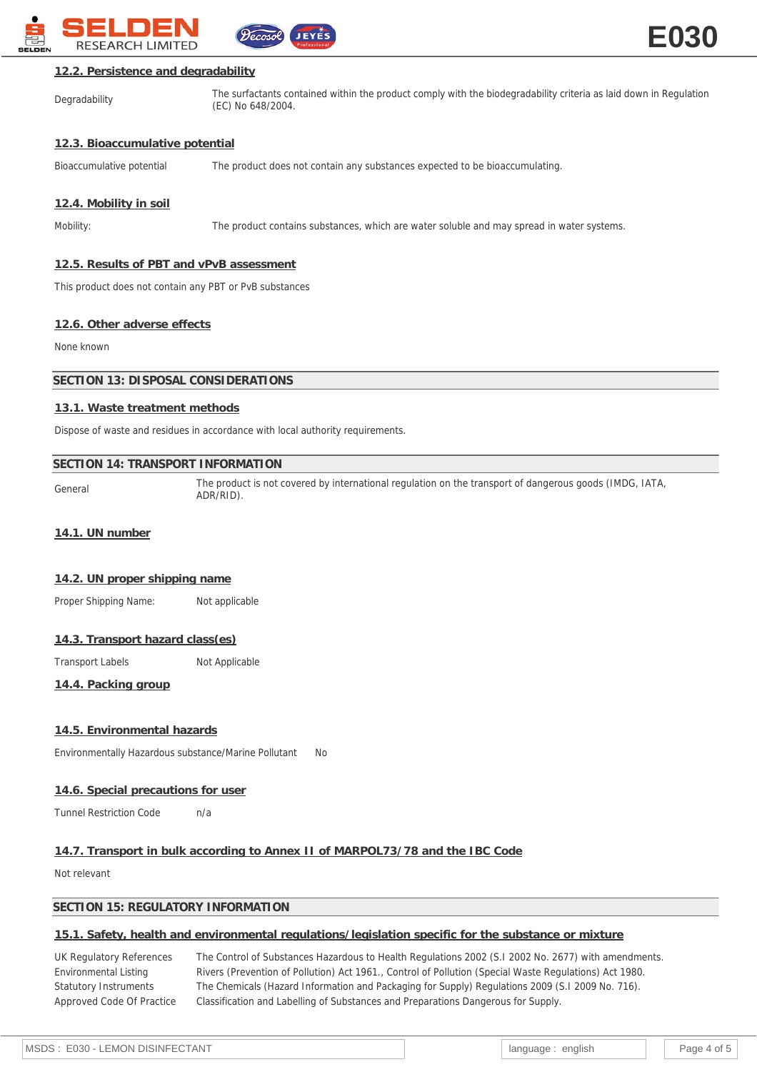### 12.2. Persistence and degradability

| | |
|---|---|
| Degradability | The surfactants contained within the product comply with the biodegradability criteria as laid down in Regulation (EC) No 648/2004. |

### 12.3. Bioaccumulative potential

| | |
|---|---|
| Bioaccumulative potential | The product does not contain any substances expected to be bioaccumulating. |

### 12.4. Mobility in soil

| | |
|---|---|
| Mobility: | The product contains substances, which are water soluble and may spread in water systems. |

### 12.5. Results of PBT and vPvB assessment

This product does not contain any PBT or PvB substances

### 12.6. Other adverse effects

None known

## SECTION 13: DISPOSAL CONSIDERATIONS

### 13.1. Waste treatment methods

Dispose of waste and residues in accordance with local authority requirements.

## SECTION 14: TRANSPORT INFORMATION

| | |
|---|---|
| General | The product is not covered by international regulation on the transport of dangerous goods (IMDG, IATA, ADR/RID). |

### 14.1. UN number

### 14.2. UN proper shipping name

Proper Shipping Name: Not applicable

### 14.3. Transport hazard class(es)

Transport Labels Not Applicable

### 14.4. Packing group

### 14.5. Environmental hazards

Environmentally Hazardous substance/Marine Pollutant No

### 14.6. Special precautions for user

Tunnel Restriction Code n/a

### 14.7. Transport in bulk according to Annex II of MARPOL73/78 and the IBC Code

Not relevant

## SECTION 15: REGULATORY INFORMATION

### 15.1. Safety, health and environmental regulations/legislation specific for the substance or mixture

| | |
|---|---|
| UK Regulatory References | The Control of Substances Hazardous to Health Regulations 2002 (S.I 2002 No. 2677) with amendments. |
| Environmental Listing | Rivers (Prevention of Pollution) Act 1961., Control of Pollution (Special Waste Regulations) Act 1980. |
| Statutory Instruments | The Chemicals (Hazard Information and Packaging for Supply) Regulations 2009 (S.I 2009 No. 716). |
| Approved Code Of Practice | Classification and Labelling of Substances and Preparations Dangerous for Supply. |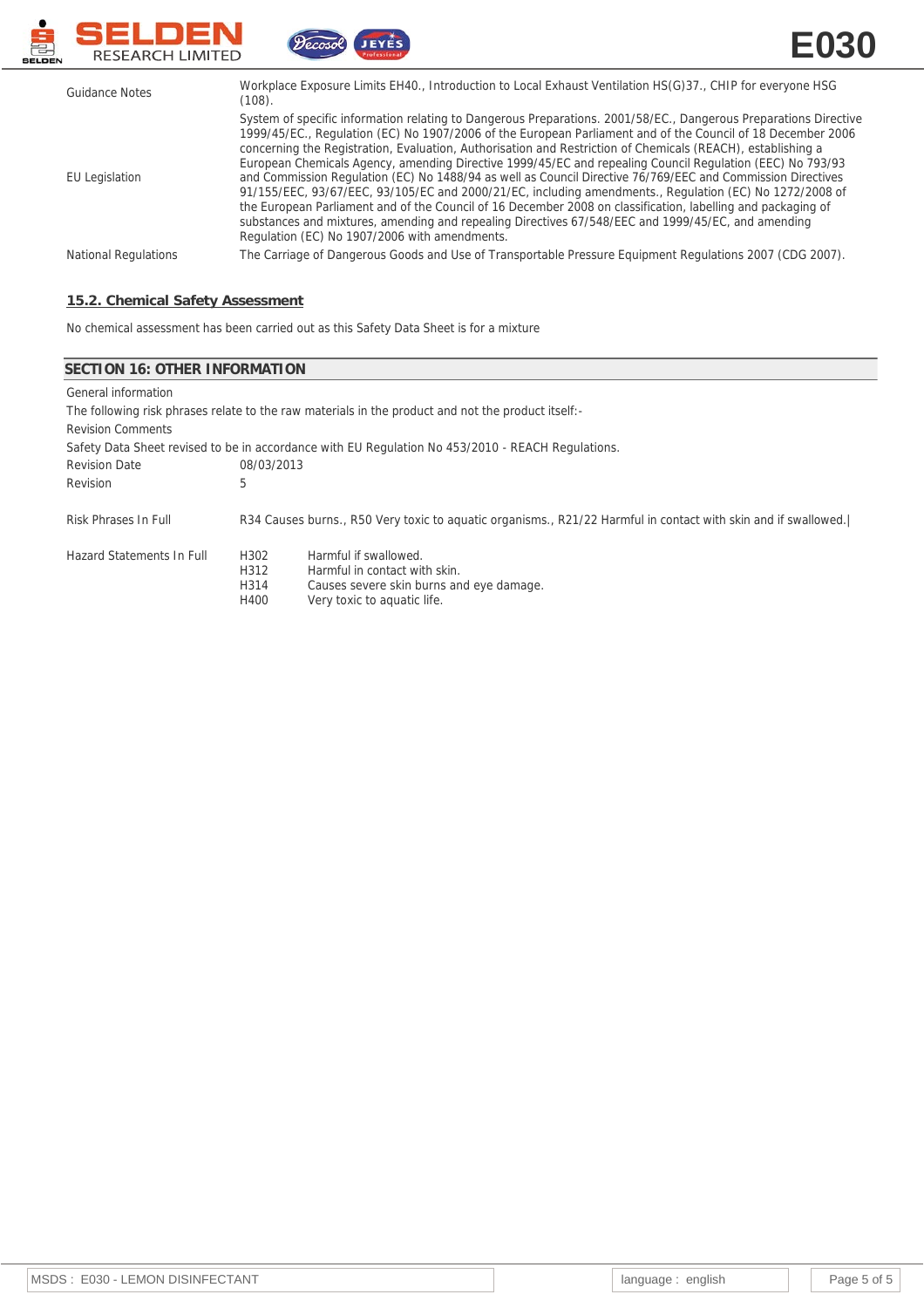| | |
|---|---|
| Guidance Notes | Workplace Exposure Limits EH40., Introduction to Local Exhaust Ventilation HS(G)37., CHIP for everyone HSG (108). |
| EU Legislation | System of specific information relating to Dangerous Preparations. 2001/58/EC., Dangerous Preparations Directive 1999/45/EC., Regulation (EC) No 1907/2006 of the European Parliament and of the Council of 18 December 2006 concerning the Registration, Evaluation, Authorisation and Restriction of Chemicals (REACH), establishing a European Chemicals Agency, amending Directive 1999/45/EC and repealing Council Regulation (EEC) No 793/93 and Commission Regulation (EC) No 1488/94 as well as Council Directive 76/769/EEC and Commission Directives 91/155/EEC, 93/67/EEC, 93/105/EC and 2000/21/EC, including amendments., Regulation (EC) No 1272/2008 of the European Parliament and of the Council of 16 December 2008 on classification, labelling and packaging of substances and mixtures, amending and repealing Directives 67/548/EEC and 1999/45/EC, and amending Regulation (EC) No 1907/2006 with amendments. |
| National Regulations | The Carriage of Dangerous Goods and Use of Transportable Pressure Equipment Regulations 2007 (CDG 2007). |

### 15.2. Chemical Safety Assessment

No chemical assessment has been carried out as this Safety Data Sheet is for a mixture

## SECTION 16: OTHER INFORMATION

General information

The following risk phrases relate to the raw materials in the product and not the product itself:-

Revision Comments

Safety Data Sheet revised to be in accordance with EU Regulation No 453/2010 - REACH Regulations.

| | |
|---|---|
| Revision Date | 08/03/2013 |
| Revision | 5 |
| Risk Phrases In Full | R34 Causes burns., R50 Very toxic to aquatic organisms., R21/22 Harmful in contact with skin and if swallowed.\| |

| | | |
|---|---|---|
| Hazard Statements In Full | H302 | Harmful if swallowed. |
| | H312 | Harmful in contact with skin. |
| | H314 | Causes severe skin burns and eye damage. |
| | H400 | Very toxic to aquatic life. |